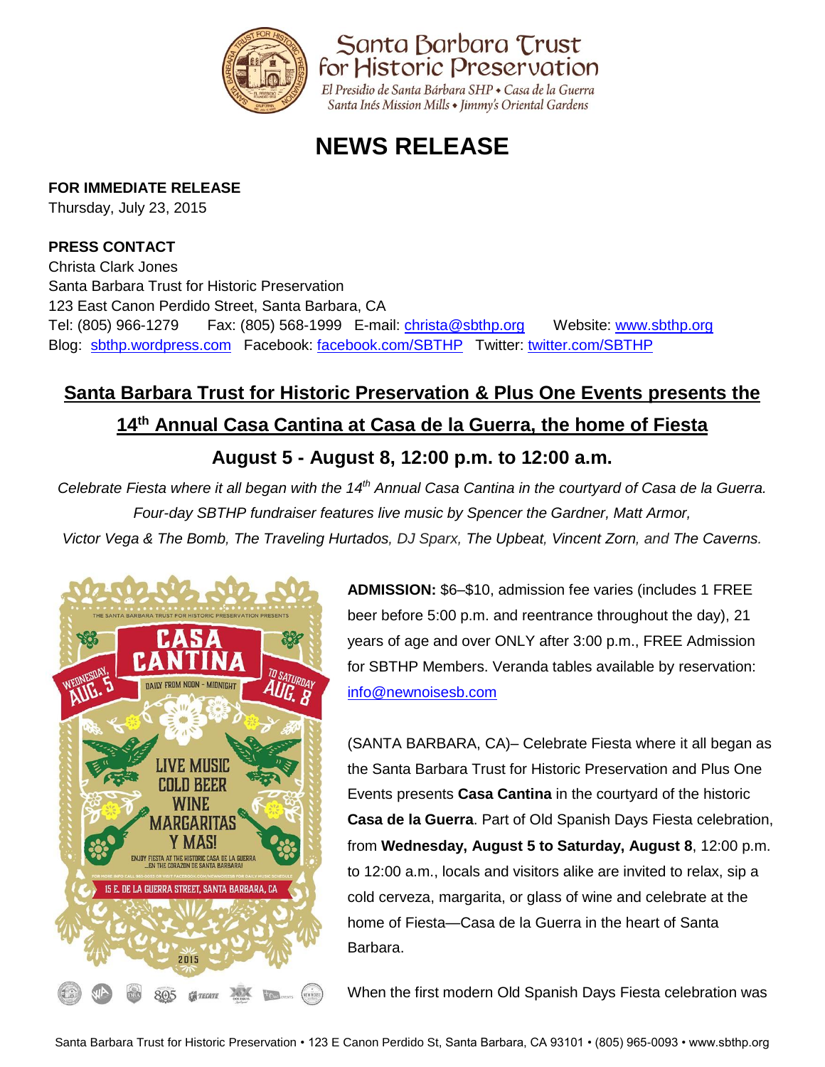Santa Barbara Trust for Historic Preservation

El Presidio de Santa Bárbara SHP • Casa de la Guerra
Santa Inés Mission Mills • Jimmy's Oriental Gardens

# NEWS RELEASE

**FOR IMMEDIATE RELEASE**
Thursday, July 23, 2015

**PRESS CONTACT**
Christa Clark Jones
Santa Barbara Trust for Historic Preservation
123 East Canon Perdido Street, Santa Barbara, CA
Tel: (805) 966-1279 Fax: (805) 568-1999 E-mail: christa@sbthp.org Website: www.sbthp.org
Blog: sbthp.wordpress.com Facebook: facebook.com/SBTHP Twitter: twitter.com/SBTHP

## Santa Barbara Trust for Historic Preservation & Plus One Events presents the 14th Annual Casa Cantina at Casa de la Guerra, the home of Fiesta

### August 5 - August 8, 12:00 p.m. to 12:00 a.m.

*Celebrate Fiesta where it all began with the 14th Annual Casa Cantina in the courtyard of Casa de la Guerra. Four-day SBTHP fundraiser features live music by Spencer the Gardner, Matt Armor, Victor Vega & The Bomb, The Traveling Hurtados, DJ Sparx, The Upbeat, Vincent Zorn, and The Caverns.*

**ADMISSION:** $6–$10, admission fee varies (includes 1 FREE beer before 5:00 p.m. and reentrance throughout the day), 21 years of age and over ONLY after 3:00 p.m., FREE Admission for SBTHP Members. Veranda tables available by reservation: info@newnoisesb.com

(SANTA BARBARA, CA)– Celebrate Fiesta where it all began as the Santa Barbara Trust for Historic Preservation and Plus One Events presents **Casa Cantina** in the courtyard of the historic **Casa de la Guerra**. Part of Old Spanish Days Fiesta celebration, from **Wednesday, August 5 to Saturday, August 8**, 12:00 p.m. to 12:00 a.m., locals and visitors alike are invited to relax, sip a cold cerveza, margarita, or glass of wine and celebrate at the home of Fiesta—Casa de la Guerra in the heart of Santa Barbara.

When the first modern Old Spanish Days Fiesta celebration was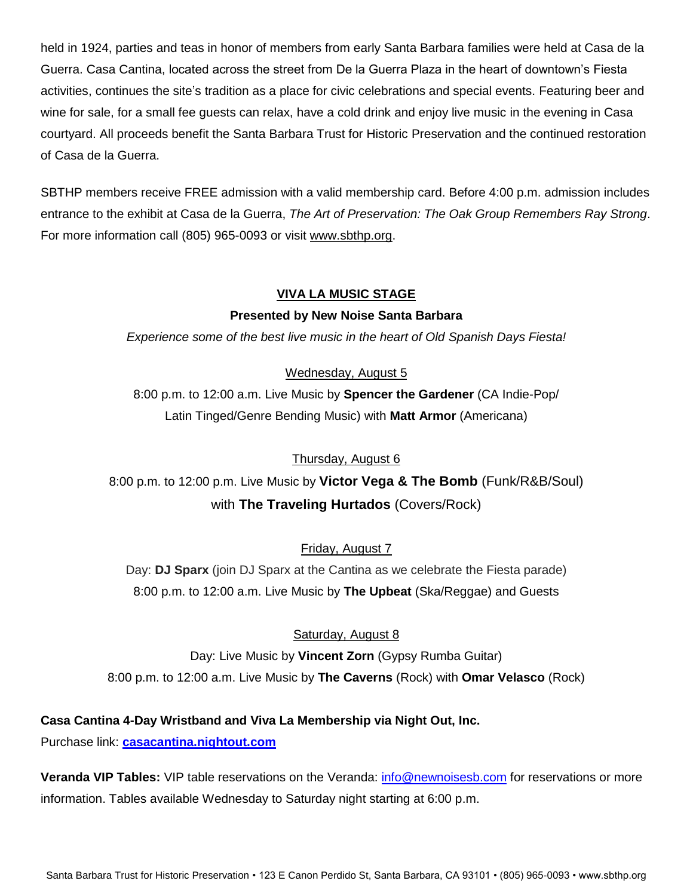held in 1924, parties and teas in honor of members from early Santa Barbara families were held at Casa de la Guerra. Casa Cantina, located across the street from De la Guerra Plaza in the heart of downtown's Fiesta activities, continues the site's tradition as a place for civic celebrations and special events. Featuring beer and wine for sale, for a small fee guests can relax, have a cold drink and enjoy live music in the evening in Casa courtyard. All proceeds benefit the Santa Barbara Trust for Historic Preservation and the continued restoration of Casa de la Guerra.

SBTHP members receive FREE admission with a valid membership card. Before 4:00 p.m. admission includes entrance to the exhibit at Casa de la Guerra, *The Art of Preservation: The Oak Group Remembers Ray Strong*. For more information call (805) 965-0093 or visit www.sbthp.org.

## VIVA LA MUSIC STAGE

**Presented by New Noise Santa Barbara**

*Experience some of the best live music in the heart of Old Spanish Days Fiesta!*

Wednesday, August 5

8:00 p.m. to 12:00 a.m. Live Music by **Spencer the Gardener** (CA Indie-Pop/ Latin Tinged/Genre Bending Music) with **Matt Armor** (Americana)

Thursday, August 6

8:00 p.m. to 12:00 p.m. Live Music by **Victor Vega & The Bomb** (Funk/R&B/Soul) with **The Traveling Hurtados** (Covers/Rock)

Friday, August 7

Day: **DJ Sparx** (join DJ Sparx at the Cantina as we celebrate the Fiesta parade)
8:00 p.m. to 12:00 a.m. Live Music by **The Upbeat** (Ska/Reggae) and Guests

Saturday, August 8

Day: Live Music by **Vincent Zorn** (Gypsy Rumba Guitar)
8:00 p.m. to 12:00 a.m. Live Music by **The Caverns** (Rock) with **Omar Velasco** (Rock)

**Casa Cantina 4-Day Wristband and Viva La Membership via Night Out, Inc.**
Purchase link: **casacantina.nightout.com**

**Veranda VIP Tables:** VIP table reservations on the Veranda: info@newnoisesb.com for reservations or more information. Tables available Wednesday to Saturday night starting at 6:00 p.m.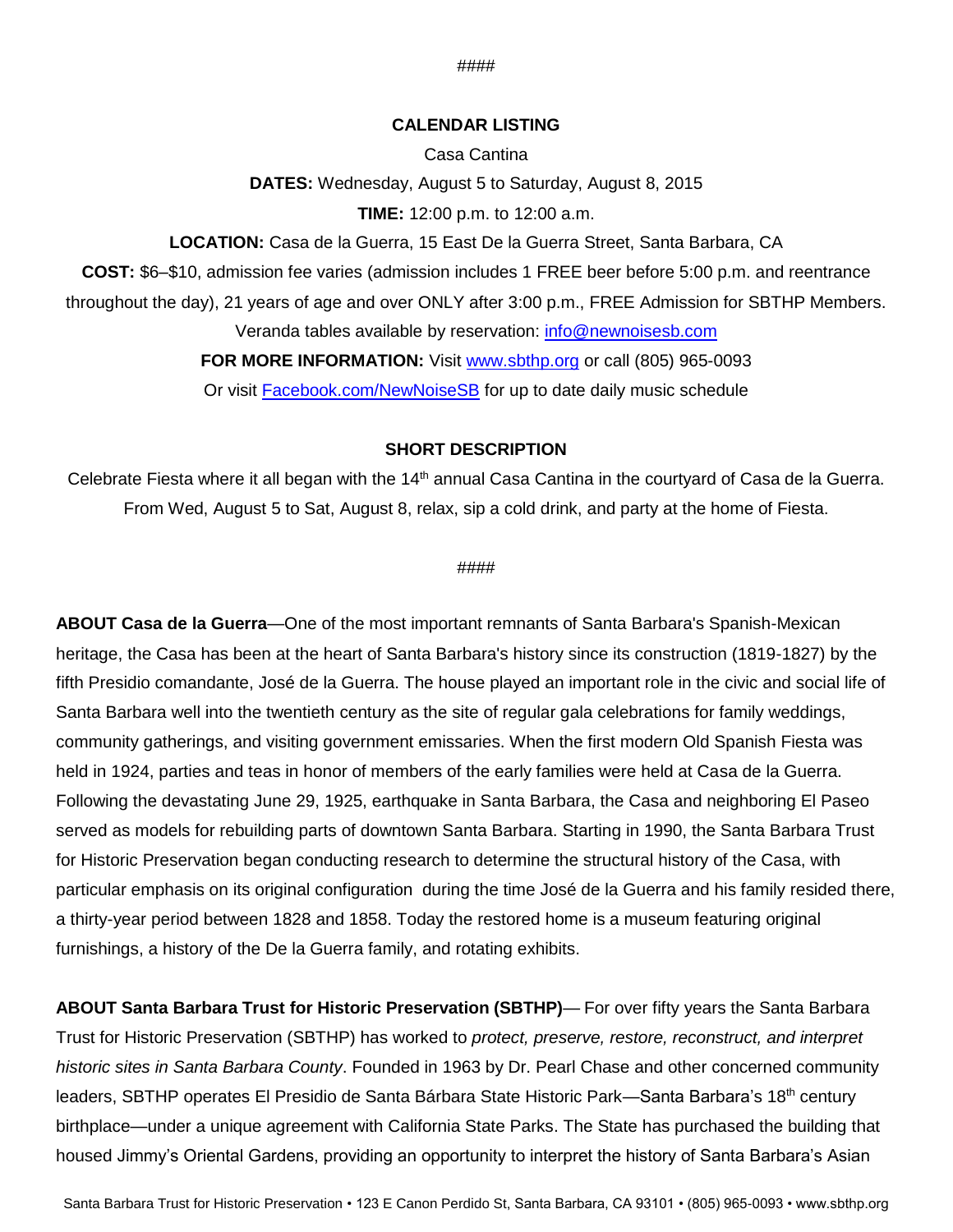####

**CALENDAR LISTING**

Casa Cantina

**DATES:** Wednesday, August 5 to Saturday, August 8, 2015

**TIME:** 12:00 p.m. to 12:00 a.m.

**LOCATION:** Casa de la Guerra, 15 East De la Guerra Street, Santa Barbara, CA

**COST:** $6–$10, admission fee varies (admission includes 1 FREE beer before 5:00 p.m. and reentrance throughout the day), 21 years of age and over ONLY after 3:00 p.m., FREE Admission for SBTHP Members.

Veranda tables available by reservation: info@newnoisesb.com

**FOR MORE INFORMATION:** Visit www.sbthp.org or call (805) 965-0093

Or visit Facebook.com/NewNoiseSB for up to date daily music schedule

**SHORT DESCRIPTION**

Celebrate Fiesta where it all began with the 14th annual Casa Cantina in the courtyard of Casa de la Guerra. From Wed, August 5 to Sat, August 8, relax, sip a cold drink, and party at the home of Fiesta.

####

**ABOUT Casa de la Guerra**—One of the most important remnants of Santa Barbara's Spanish-Mexican heritage, the Casa has been at the heart of Santa Barbara's history since its construction (1819-1827) by the fifth Presidio comandante, José de la Guerra. The house played an important role in the civic and social life of Santa Barbara well into the twentieth century as the site of regular gala celebrations for family weddings, community gatherings, and visiting government emissaries. When the first modern Old Spanish Fiesta was held in 1924, parties and teas in honor of members of the early families were held at Casa de la Guerra. Following the devastating June 29, 1925, earthquake in Santa Barbara, the Casa and neighboring El Paseo served as models for rebuilding parts of downtown Santa Barbara. Starting in 1990, the Santa Barbara Trust for Historic Preservation began conducting research to determine the structural history of the Casa, with particular emphasis on its original configuration during the time José de la Guerra and his family resided there, a thirty-year period between 1828 and 1858. Today the restored home is a museum featuring original furnishings, a history of the De la Guerra family, and rotating exhibits.

**ABOUT Santa Barbara Trust for Historic Preservation (SBTHP)**— For over fifty years the Santa Barbara Trust for Historic Preservation (SBTHP) has worked to *protect, preserve, restore, reconstruct, and interpret historic sites in Santa Barbara County*. Founded in 1963 by Dr. Pearl Chase and other concerned community leaders, SBTHP operates El Presidio de Santa Bárbara State Historic Park—Santa Barbara's 18th century birthplace—under a unique agreement with California State Parks. The State has purchased the building that housed Jimmy's Oriental Gardens, providing an opportunity to interpret the history of Santa Barbara's Asian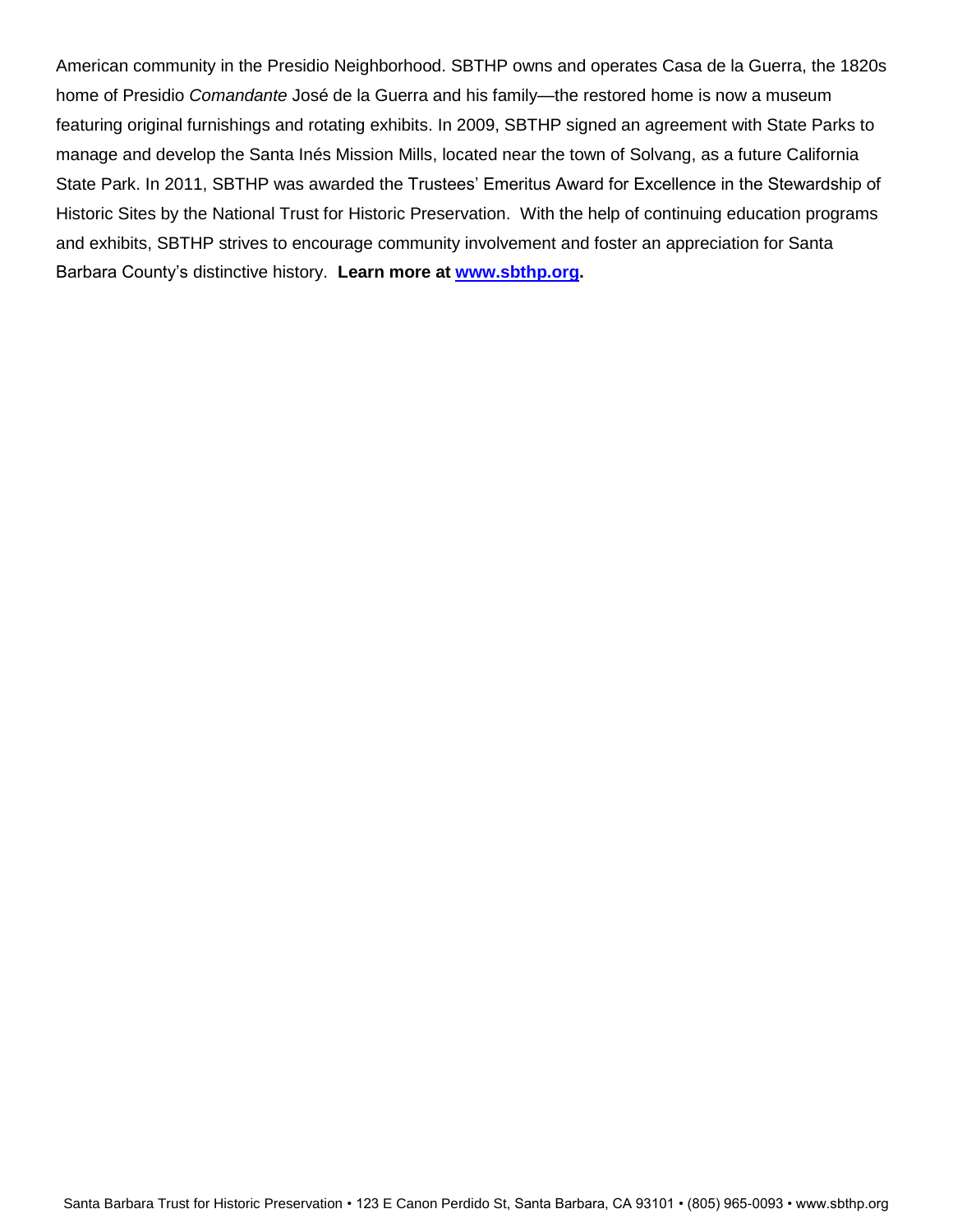American community in the Presidio Neighborhood. SBTHP owns and operates Casa de la Guerra, the 1820s home of Presidio *Comandante* José de la Guerra and his family—the restored home is now a museum featuring original furnishings and rotating exhibits. In 2009, SBTHP signed an agreement with State Parks to manage and develop the Santa Inés Mission Mills, located near the town of Solvang, as a future California State Park. In 2011, SBTHP was awarded the Trustees' Emeritus Award for Excellence in the Stewardship of Historic Sites by the National Trust for Historic Preservation. With the help of continuing education programs and exhibits, SBTHP strives to encourage community involvement and foster an appreciation for Santa Barbara County's distinctive history. **Learn more at [www.sbthp.org](http://www.sbthp.org).**